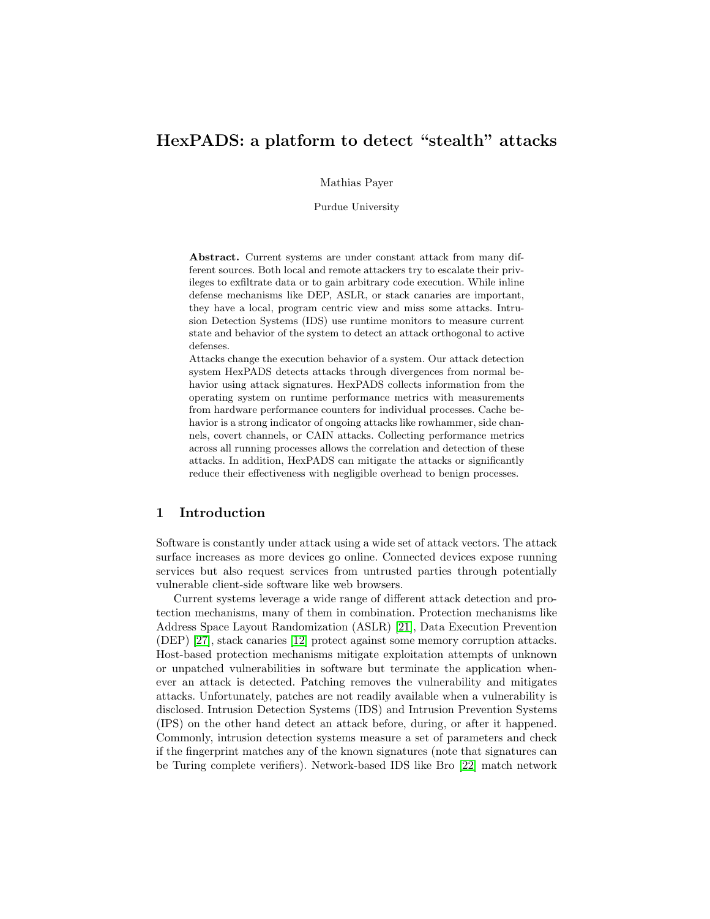# HexPADS: a platform to detect "stealth" attacks

Mathias Payer

Purdue University

**Abstract.** Current systems are under constant attack from many different sources. Both local and remote attackers try to escalate their privileges to exfiltrate data or to gain arbitrary code execution. While inline defense mechanisms like DEP, ASLR, or stack canaries are important, they have a local, program centric view and miss some attacks. Intrusion Detection Systems (IDS) use runtime monitors to measure current state and behavior of the system to detect an attack orthogonal to active defenses.

Attacks change the execution behavior of a system. Our attack detection system HexPADS detects attacks through divergences from normal behavior using attack signatures. HexPADS collects information from the operating system on runtime performance metrics with measurements from hardware performance counters for individual processes. Cache behavior is a strong indicator of ongoing attacks like rowhammer, side channels, covert channels, or CAIN attacks. Collecting performance metrics across all running processes allows the correlation and detection of these attacks. In addition, HexPADS can mitigate the attacks or significantly reduce their effectiveness with negligible overhead to benign processes.

## 1 Introduction

Software is constantly under attack using a wide set of attack vectors. The attack surface increases as more devices go online. Connected devices expose running services but also request services from untrusted parties through potentially vulnerable client-side software like web browsers.

Current systems leverage a wide range of different attack detection and protection mechanisms, many of them in combination. Protection mechanisms like Address Space Layout Randomization (ASLR) [21], Data Execution Prevention (DEP) [27], stack canaries [12] protect against some memory corruption attacks. Host-based protection mechanisms mitigate exploitation attempts of unknown or unpatched vulnerabilities in software but terminate the application whenever an attack is detected. Patching removes the vulnerability and mitigates attacks. Unfortunately, patches are not readily available when a vulnerability is disclosed. Intrusion Detection Systems (IDS) and Intrusion Prevention Systems (IPS) on the other hand detect an attack before, during, or after it happened. Commonly, intrusion detection systems measure a set of parameters and check if the fingerprint matches any of the known signatures (note that signatures can be Turing complete verifiers). Network-based IDS like Bro [22] match network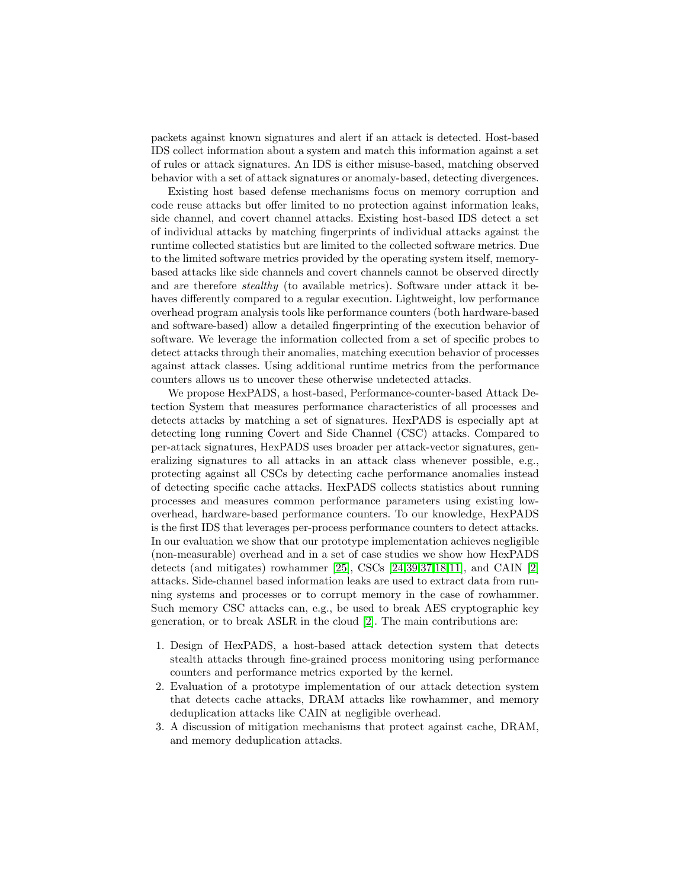packets against known signatures and alert if an attack is detected. Host-based IDS collect information about a system and match this information against a set of rules or attack signatures. An IDS is either misuse-based, matching observed behavior with a set of attack signatures or anomaly-based, detecting divergences.

Existing host based defense mechanisms focus on memory corruption and code reuse attacks but offer limited to no protection against information leaks, side channel, and covert channel attacks. Existing host-based IDS detect a set of individual attacks by matching fingerprints of individual attacks against the runtime collected statistics but are limited to the collected software metrics. Due to the limited software metrics provided by the operating system itself, memory-based attacks like side channels and covert channels cannot be observed directly and are therefore *stealthy* (to available metrics). Software under attack it behaves differently compared to a regular execution. Lightweight, low performance overhead program analysis tools like performance counters (both hardware-based and software-based) allow a detailed fingerprinting of the execution behavior of software. We leverage the information collected from a set of specific probes to detect attacks through their anomalies, matching execution behavior of processes against attack classes. Using additional runtime metrics from the performance counters allows us to uncover these otherwise undetected attacks.

We propose HexPADS, a host-based, Performance-counter-based Attack Detection System that measures performance characteristics of all processes and detects attacks by matching a set of signatures. HexPADS is especially apt at detecting long running Covert and Side Channel (CSC) attacks. Compared to per-attack signatures, HexPADS uses broader per attack-vector signatures, generalizing signatures to all attacks in an attack class whenever possible, e.g., protecting against all CSCs by detecting cache performance anomalies instead of detecting specific cache attacks. HexPADS collects statistics about running processes and measures common performance parameters using existing low-overhead, hardware-based performance counters. To our knowledge, HexPADS is the first IDS that leverages per-process performance counters to detect attacks. In our evaluation we show that our prototype implementation achieves negligible (non-measurable) overhead and in a set of case studies we show how HexPADS detects (and mitigates) rowhammer [25], CSCs [24,39,37,18,11], and CAIN [2] attacks. Side-channel based information leaks are used to extract data from running systems and processes or to corrupt memory in the case of rowhammer. Such memory CSC attacks can, e.g., be used to break AES cryptographic key generation, or to break ASLR in the cloud [2]. The main contributions are:

1. Design of HexPADS, a host-based attack detection system that detects stealth attacks through fine-grained process monitoring using performance counters and performance metrics exported by the kernel.
2. Evaluation of a prototype implementation of our attack detection system that detects cache attacks, DRAM attacks like rowhammer, and memory deduplication attacks like CAIN at negligible overhead.
3. A discussion of mitigation mechanisms that protect against cache, DRAM, and memory deduplication attacks.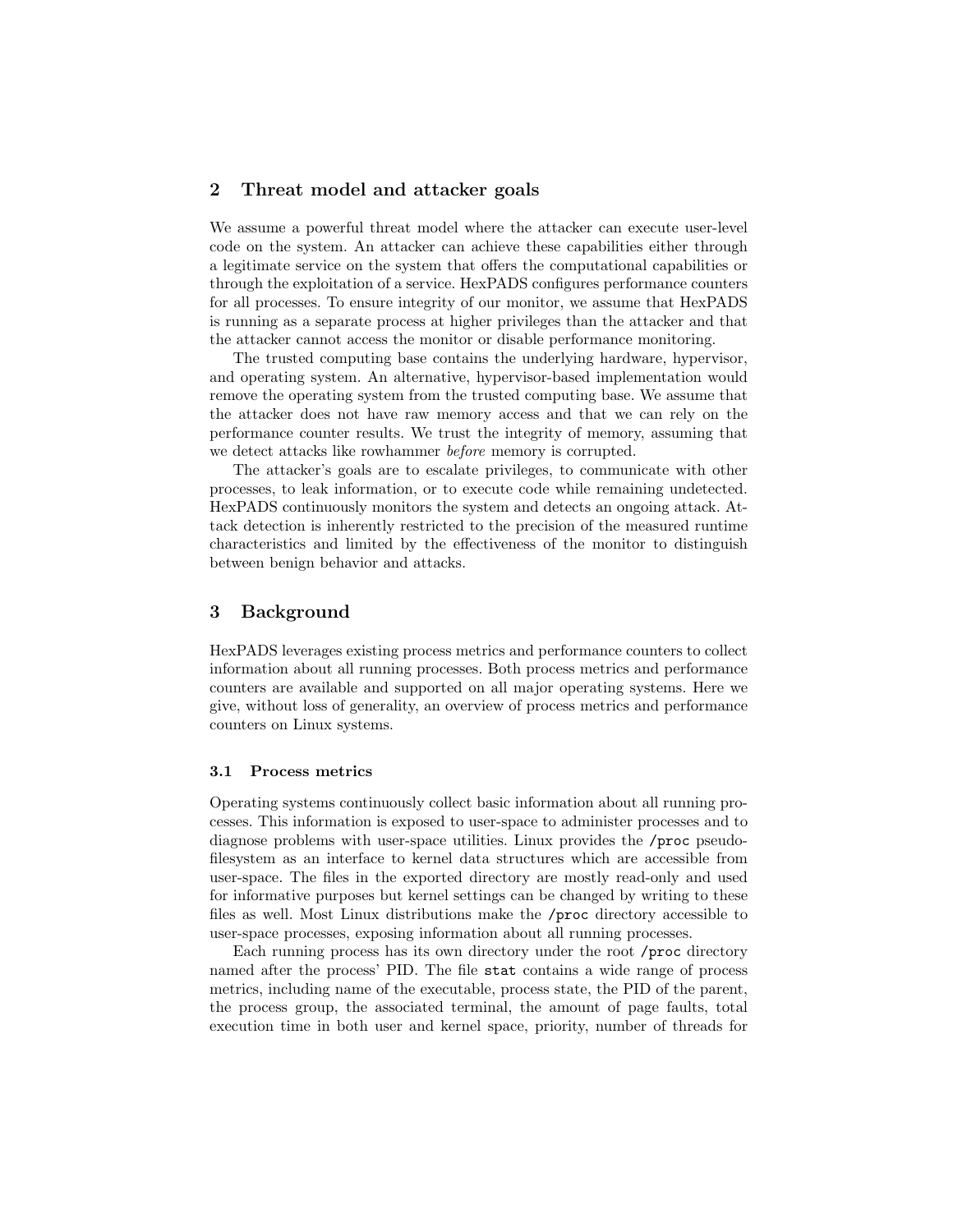## 2 Threat model and attacker goals

We assume a powerful threat model where the attacker can execute user-level code on the system. An attacker can achieve these capabilities either through a legitimate service on the system that offers the computational capabilities or through the exploitation of a service. HexPADS configures performance counters for all processes. To ensure integrity of our monitor, we assume that HexPADS is running as a separate process at higher privileges than the attacker and that the attacker cannot access the monitor or disable performance monitoring.

The trusted computing base contains the underlying hardware, hypervisor, and operating system. An alternative, hypervisor-based implementation would remove the operating system from the trusted computing base. We assume that the attacker does not have raw memory access and that we can rely on the performance counter results. We trust the integrity of memory, assuming that we detect attacks like rowhammer *before* memory is corrupted.

The attacker's goals are to escalate privileges, to communicate with other processes, to leak information, or to execute code while remaining undetected. HexPADS continuously monitors the system and detects an ongoing attack. Attack detection is inherently restricted to the precision of the measured runtime characteristics and limited by the effectiveness of the monitor to distinguish between benign behavior and attacks.

## 3 Background

HexPADS leverages existing process metrics and performance counters to collect information about all running processes. Both process metrics and performance counters are available and supported on all major operating systems. Here we give, without loss of generality, an overview of process metrics and performance counters on Linux systems.

### 3.1 Process metrics

Operating systems continuously collect basic information about all running processes. This information is exposed to user-space to administer processes and to diagnose problems with user-space utilities. Linux provides the `/proc` pseudo-filesystem as an interface to kernel data structures which are accessible from user-space. The files in the exported directory are mostly read-only and used for informative purposes but kernel settings can be changed by writing to these files as well. Most Linux distributions make the `/proc` directory accessible to user-space processes, exposing information about all running processes.

Each running process has its own directory under the root `/proc` directory named after the process' PID. The file `stat` contains a wide range of process metrics, including name of the executable, process state, the PID of the parent, the process group, the associated terminal, the amount of page faults, total execution time in both user and kernel space, priority, number of threads for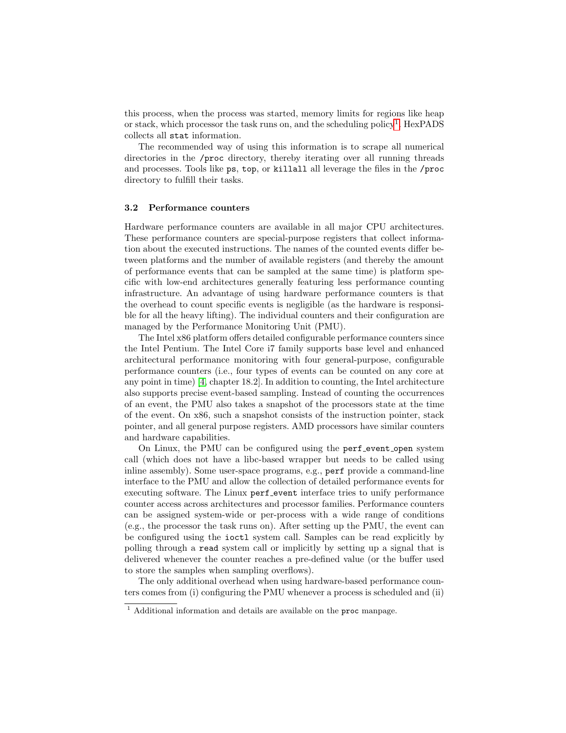this process, when the process was started, memory limits for regions like heap or stack, which processor the task runs on, and the scheduling policy[1]. HexPADS collects all `stat` information.

The recommended way of using this information is to scrape all numerical directories in the `/proc` directory, thereby iterating over all running threads and processes. Tools like `ps`, `top`, or `killall` all leverage the files in the `/proc` directory to fulfill their tasks.

### 3.2 Performance counters

Hardware performance counters are available in all major CPU architectures. These performance counters are special-purpose registers that collect information about the executed instructions. The names of the counted events differ between platforms and the number of available registers (and thereby the amount of performance events that can be sampled at the same time) is platform specific with low-end architectures generally featuring less performance counting infrastructure. An advantage of using hardware performance counters is that the overhead to count specific events is negligible (as the hardware is responsible for all the heavy lifting). The individual counters and their configuration are managed by the Performance Monitoring Unit (PMU).

The Intel x86 platform offers detailed configurable performance counters since the Intel Pentium. The Intel Core i7 family supports base level and enhanced architectural performance monitoring with four general-purpose, configurable performance counters (i.e., four types of events can be counted on any core at any point in time) [4, chapter 18.2]. In addition to counting, the Intel architecture also supports precise event-based sampling. Instead of counting the occurrences of an event, the PMU also takes a snapshot of the processors state at the time of the event. On x86, such a snapshot consists of the instruction pointer, stack pointer, and all general purpose registers. AMD processors have similar counters and hardware capabilities.

On Linux, the PMU can be configured using the `perf_event_open` system call (which does not have a libc-based wrapper but needs to be called using inline assembly). Some user-space programs, e.g., `perf` provide a command-line interface to the PMU and allow the collection of detailed performance events for executing software. The Linux `perf_event` interface tries to unify performance counter access across architectures and processor families. Performance counters can be assigned system-wide or per-process with a wide range of conditions (e.g., the processor the task runs on). After setting up the PMU, the event can be configured using the `ioctl` system call. Samples can be read explicitly by polling through a `read` system call or implicitly by setting up a signal that is delivered whenever the counter reaches a pre-defined value (or the buffer used to store the samples when sampling overflows).

The only additional overhead when using hardware-based performance counters comes from (i) configuring the PMU whenever a process is scheduled and (ii)

---

[1] Additional information and details are available on the `proc` manpage.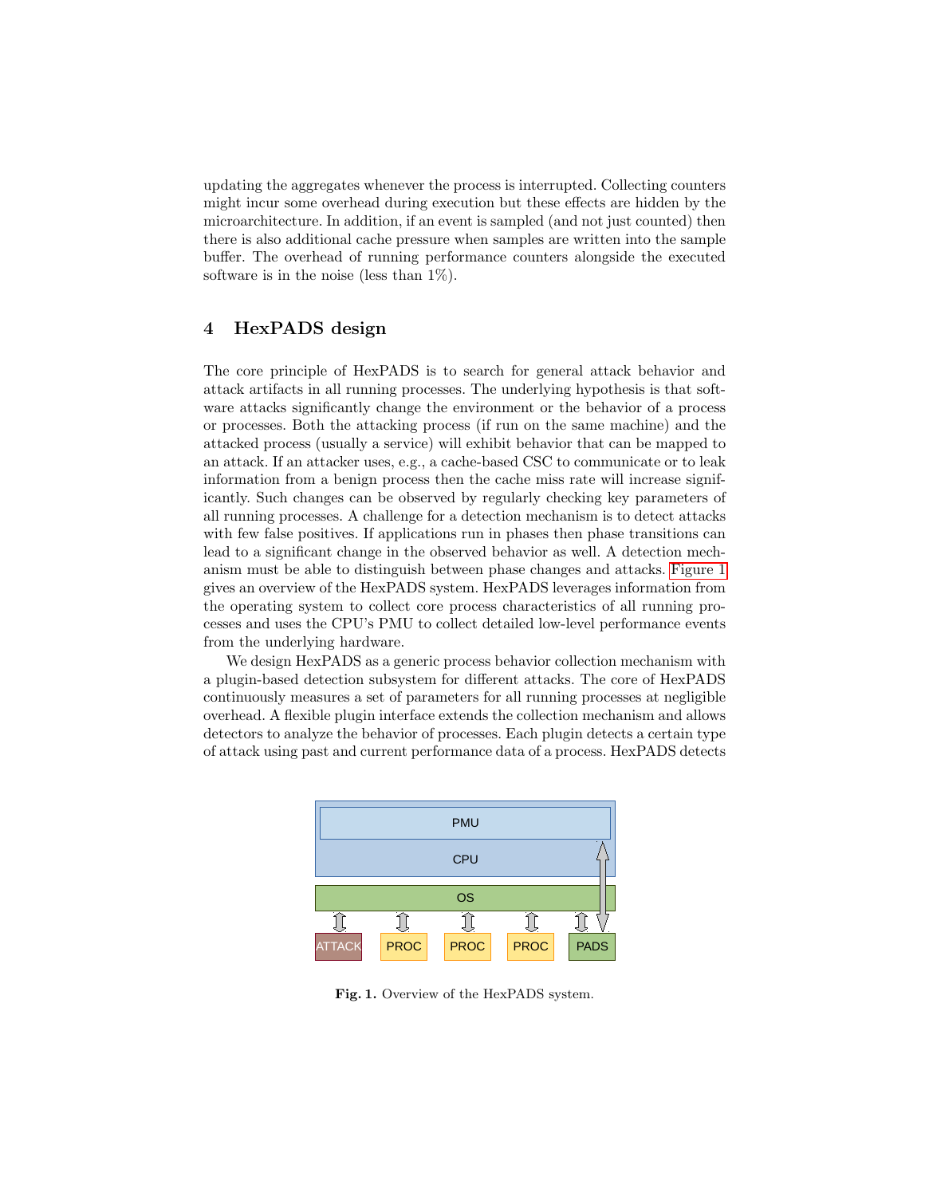updating the aggregates whenever the process is interrupted. Collecting counters might incur some overhead during execution but these effects are hidden by the microarchitecture. In addition, if an event is sampled (and not just counted) then there is also additional cache pressure when samples are written into the sample buffer. The overhead of running performance counters alongside the executed software is in the noise (less than 1%).

## 4 HexPADS design

The core principle of HexPADS is to search for general attack behavior and attack artifacts in all running processes. The underlying hypothesis is that software attacks significantly change the environment or the behavior of a process or processes. Both the attacking process (if run on the same machine) and the attacked process (usually a service) will exhibit behavior that can be mapped to an attack. If an attacker uses, e.g., a cache-based CSC to communicate or to leak information from a benign process then the cache miss rate will increase significantly. Such changes can be observed by regularly checking key parameters of all running processes. A challenge for a detection mechanism is to detect attacks with few false positives. If applications run in phases then phase transitions can lead to a significant change in the observed behavior as well. A detection mechanism must be able to distinguish between phase changes and attacks. Figure 1 gives an overview of the HexPADS system. HexPADS leverages information from the operating system to collect core process characteristics of all running processes and uses the CPU's PMU to collect detailed low-level performance events from the underlying hardware.

We design HexPADS as a generic process behavior collection mechanism with a plugin-based detection subsystem for different attacks. The core of HexPADS continuously measures a set of parameters for all running processes at negligible overhead. A flexible plugin interface extends the collection mechanism and allows detectors to analyze the behavior of processes. Each plugin detects a certain type of attack using past and current performance data of a process. HexPADS detects

PMU

CPU

OS

ATTACK PROC PROC PROC PADS

**Fig. 1.** Overview of the HexPADS system.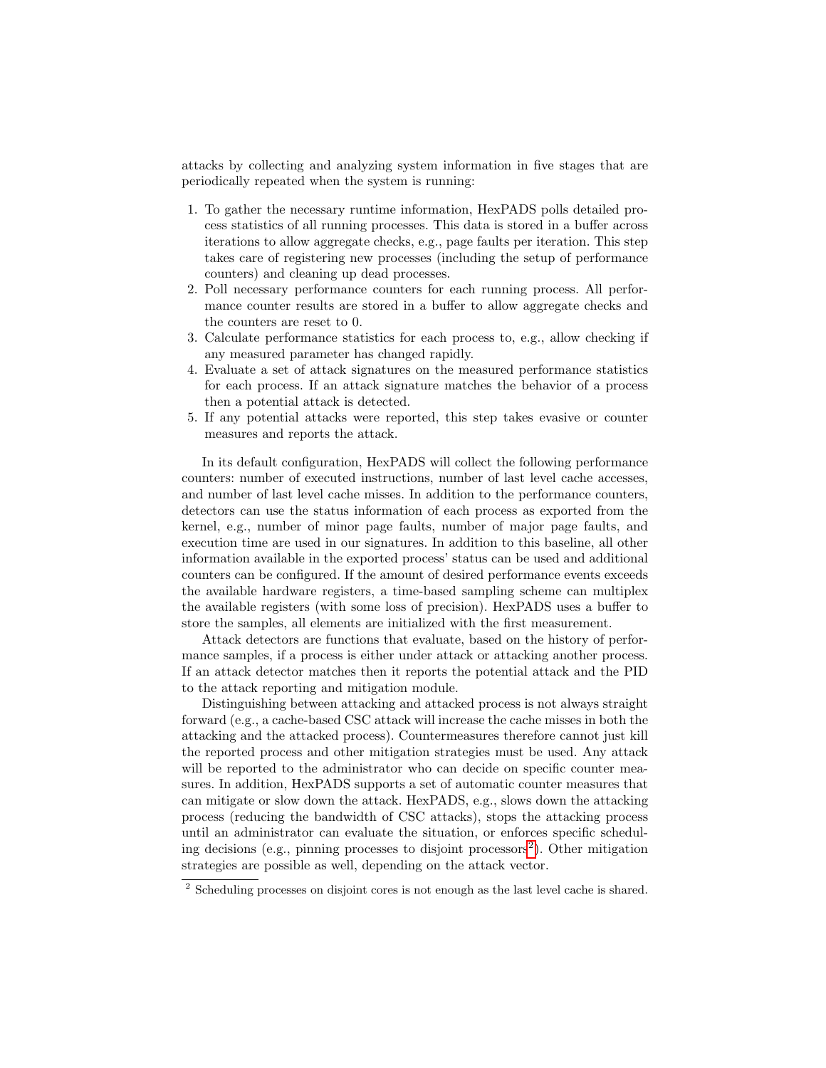attacks by collecting and analyzing system information in five stages that are periodically repeated when the system is running:

1. To gather the necessary runtime information, HexPADS polls detailed process statistics of all running processes. This data is stored in a buffer across iterations to allow aggregate checks, e.g., page faults per iteration. This step takes care of registering new processes (including the setup of performance counters) and cleaning up dead processes.
2. Poll necessary performance counters for each running process. All performance counter results are stored in a buffer to allow aggregate checks and the counters are reset to 0.
3. Calculate performance statistics for each process to, e.g., allow checking if any measured parameter has changed rapidly.
4. Evaluate a set of attack signatures on the measured performance statistics for each process. If an attack signature matches the behavior of a process then a potential attack is detected.
5. If any potential attacks were reported, this step takes evasive or counter measures and reports the attack.

In its default configuration, HexPADS will collect the following performance counters: number of executed instructions, number of last level cache accesses, and number of last level cache misses. In addition to the performance counters, detectors can use the status information of each process as exported from the kernel, e.g., number of minor page faults, number of major page faults, and execution time are used in our signatures. In addition to this baseline, all other information available in the exported process' status can be used and additional counters can be configured. If the amount of desired performance events exceeds the available hardware registers, a time-based sampling scheme can multiplex the available registers (with some loss of precision). HexPADS uses a buffer to store the samples, all elements are initialized with the first measurement.

Attack detectors are functions that evaluate, based on the history of performance samples, if a process is either under attack or attacking another process. If an attack detector matches then it reports the potential attack and the PID to the attack reporting and mitigation module.

Distinguishing between attacking and attacked process is not always straight forward (e.g., a cache-based CSC attack will increase the cache misses in both the attacking and the attacked process). Countermeasures therefore cannot just kill the reported process and other mitigation strategies must be used. Any attack will be reported to the administrator who can decide on specific counter measures. In addition, HexPADS supports a set of automatic counter measures that can mitigate or slow down the attack. HexPADS, e.g., slows down the attacking process (reducing the bandwidth of CSC attacks), stops the attacking process until an administrator can evaluate the situation, or enforces specific scheduling decisions (e.g., pinning processes to disjoint processors[2]). Other mitigation strategies are possible as well, depending on the attack vector.

[2] Scheduling processes on disjoint cores is not enough as the last level cache is shared.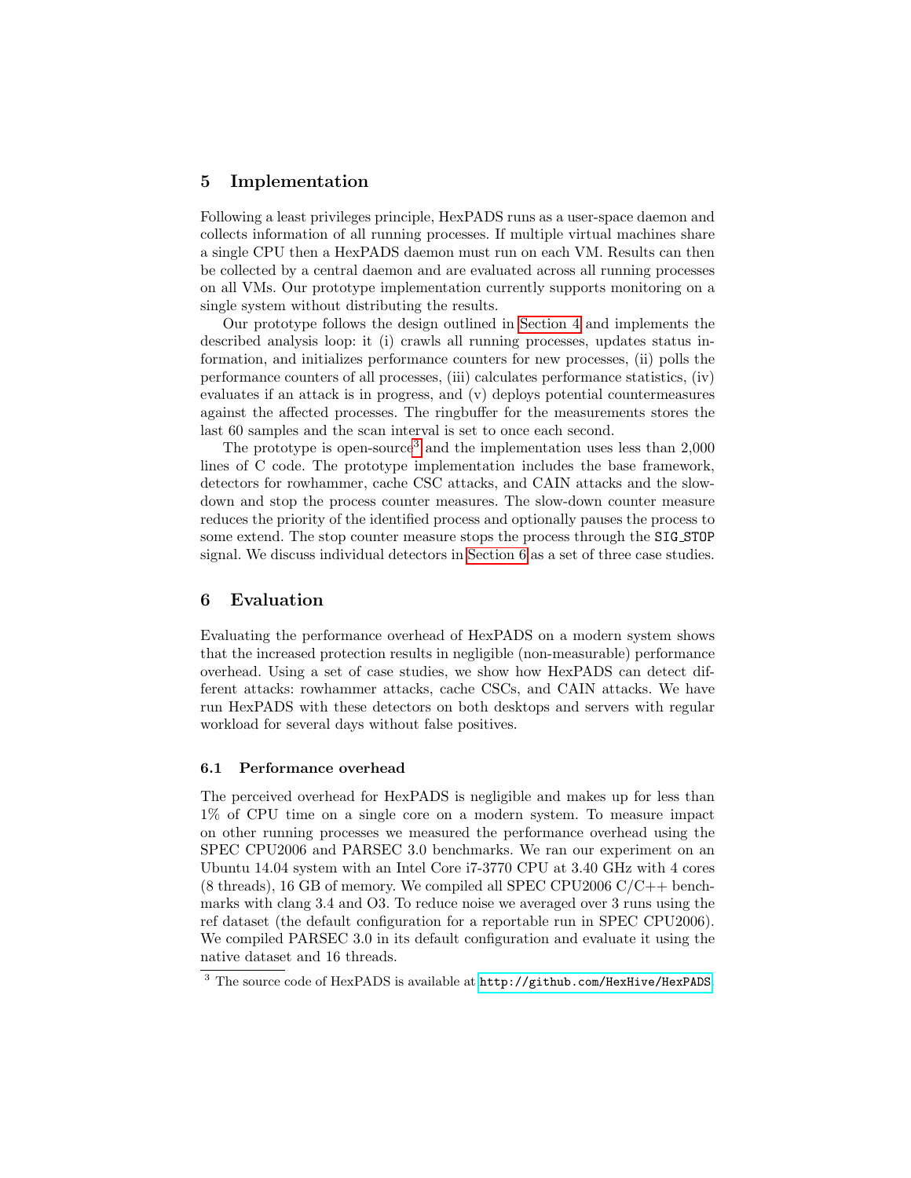## 5 Implementation

Following a least privileges principle, HexPADS runs as a user-space daemon and collects information of all running processes. If multiple virtual machines share a single CPU then a HexPADS daemon must run on each VM. Results can then be collected by a central daemon and are evaluated across all running processes on all VMs. Our prototype implementation currently supports monitoring on a single system without distributing the results.

Our prototype follows the design outlined in Section 4 and implements the described analysis loop: it (i) crawls all running processes, updates status information, and initializes performance counters for new processes, (ii) polls the performance counters of all processes, (iii) calculates performance statistics, (iv) evaluates if an attack is in progress, and (v) deploys potential countermeasures against the affected processes. The ringbuffer for the measurements stores the last 60 samples and the scan interval is set to once each second.

The prototype is open-source[3] and the implementation uses less than 2,000 lines of C code. The prototype implementation includes the base framework, detectors for rowhammer, cache CSC attacks, and CAIN attacks and the slow-down and stop the process counter measures. The slow-down counter measure reduces the priority of the identified process and optionally pauses the process to some extend. The stop counter measure stops the process through the `SIG_STOP` signal. We discuss individual detectors in Section 6 as a set of three case studies.

## 6 Evaluation

Evaluating the performance overhead of HexPADS on a modern system shows that the increased protection results in negligible (non-measurable) performance overhead. Using a set of case studies, we show how HexPADS can detect different attacks: rowhammer attacks, cache CSCs, and CAIN attacks. We have run HexPADS with these detectors on both desktops and servers with regular workload for several days without false positives.

### 6.1 Performance overhead

The perceived overhead for HexPADS is negligible and makes up for less than 1% of CPU time on a single core on a modern system. To measure impact on other running processes we measured the performance overhead using the SPEC CPU2006 and PARSEC 3.0 benchmarks. We ran our experiment on an Ubuntu 14.04 system with an Intel Core i7-3770 CPU at 3.40 GHz with 4 cores (8 threads), 16 GB of memory. We compiled all SPEC CPU2006 C/C++ benchmarks with clang 3.4 and O3. To reduce noise we averaged over 3 runs using the ref dataset (the default configuration for a reportable run in SPEC CPU2006). We compiled PARSEC 3.0 in its default configuration and evaluate it using the native dataset and 16 threads.

[3] The source code of HexPADS is available at http://github.com/HexHive/HexPADS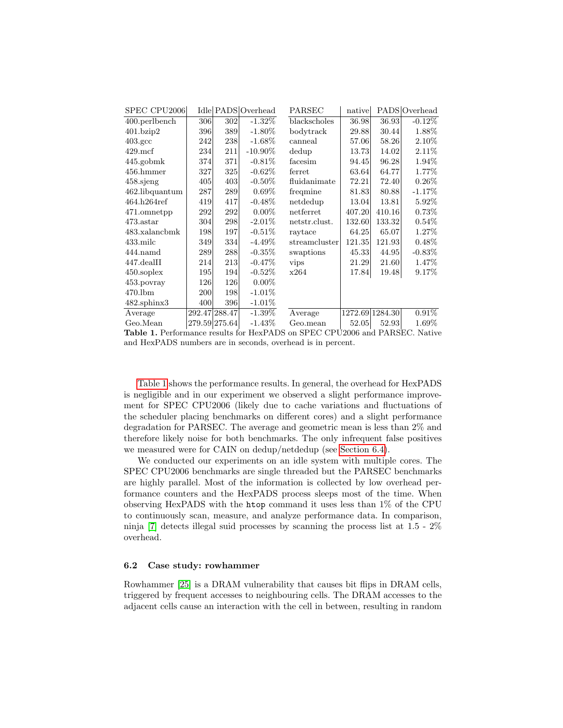| SPEC CPU2006 | Idle | PADS | Overhead | PARSEC | native | PADS | Overhead |
|---|---|---|---|---|---|---|---|
| 400.perlbench | 306 | 302 | -1.32% | blackscholes | 36.98 | 36.93 | -0.12% |
| 401.bzip2 | 396 | 389 | -1.80% | bodytrack | 29.88 | 30.44 | 1.88% |
| 403.gcc | 242 | 238 | -1.68% | canneal | 57.06 | 58.26 | 2.10% |
| 429.mcf | 234 | 211 | -10.90% | dedup | 13.73 | 14.02 | 2.11% |
| 445.gobmk | 374 | 371 | -0.81% | facesim | 94.45 | 96.28 | 1.94% |
| 456.hmmer | 327 | 325 | -0.62% | ferret | 63.64 | 64.77 | 1.77% |
| 458.sjeng | 405 | 403 | -0.50% | fluidanimate | 72.21 | 72.40 | 0.26% |
| 462.libquantum | 287 | 289 | 0.69% | freqmine | 81.83 | 80.88 | -1.17% |
| 464.h264ref | 419 | 417 | -0.48% | netdedup | 13.04 | 13.81 | 5.92% |
| 471.omnetpp | 292 | 292 | 0.00% | netferret | 407.20 | 410.16 | 0.73% |
| 473.astar | 304 | 298 | -2.01% | netstr.clust. | 132.60 | 133.32 | 0.54% |
| 483.xalancbmk | 198 | 197 | -0.51% | raytace | 64.25 | 65.07 | 1.27% |
| 433.milc | 349 | 334 | -4.49% | streamcluster | 121.35 | 121.93 | 0.48% |
| 444.namd | 289 | 288 | -0.35% | swaptions | 45.33 | 44.95 | -0.83% |
| 447.dealII | 214 | 213 | -0.47% | vips | 21.29 | 21.60 | 1.47% |
| 450.soplex | 195 | 194 | -0.52% | x264 | 17.84 | 19.48 | 9.17% |
| 453.povray | 126 | 126 | 0.00% | | | | |
| 470.lbm | 200 | 198 | -1.01% | | | | |
| 482.sphinx3 | 400 | 396 | -1.01% | | | | |
| Average | 292.47 | 288.47 | -1.39% | Average | 1272.69 | 1284.30 | 0.91% |
| Geo.Mean | 279.59 | 275.64 | -1.43% | Geo.mean | 52.05 | 52.93 | 1.69% |

**Table 1.** Performance results for HexPADS on SPEC CPU2006 and PARSEC. Native and HexPADS numbers are in seconds, overhead is in percent.

Table 1 shows the performance results. In general, the overhead for HexPADS is negligible and in our experiment we observed a slight performance improvement for SPEC CPU2006 (likely due to cache variations and fluctuations of the scheduler placing benchmarks on different cores) and a slight performance degradation for PARSEC. The average and geometric mean is less than 2% and therefore likely noise for both benchmarks. The only infrequent false positives we measured were for CAIN on dedup/netdedup (see Section 6.4).

We conducted our experiments on an idle system with multiple cores. The SPEC CPU2006 benchmarks are single threaded but the PARSEC benchmarks are highly parallel. Most of the information is collected by low overhead performance counters and the HexPADS process sleeps most of the time. When observing HexPADS with the `htop` command it uses less than 1% of the CPU to continuously scan, measure, and analyze performance data. In comparison, ninja [7] detects illegal suid processes by scanning the process list at 1.5 - 2% overhead.

### 6.2 Case study: rowhammer

Rowhammer [25] is a DRAM vulnerability that causes bit flips in DRAM cells, triggered by frequent accesses to neighbouring cells. The DRAM accesses to the adjacent cells cause an interaction with the cell in between, resulting in random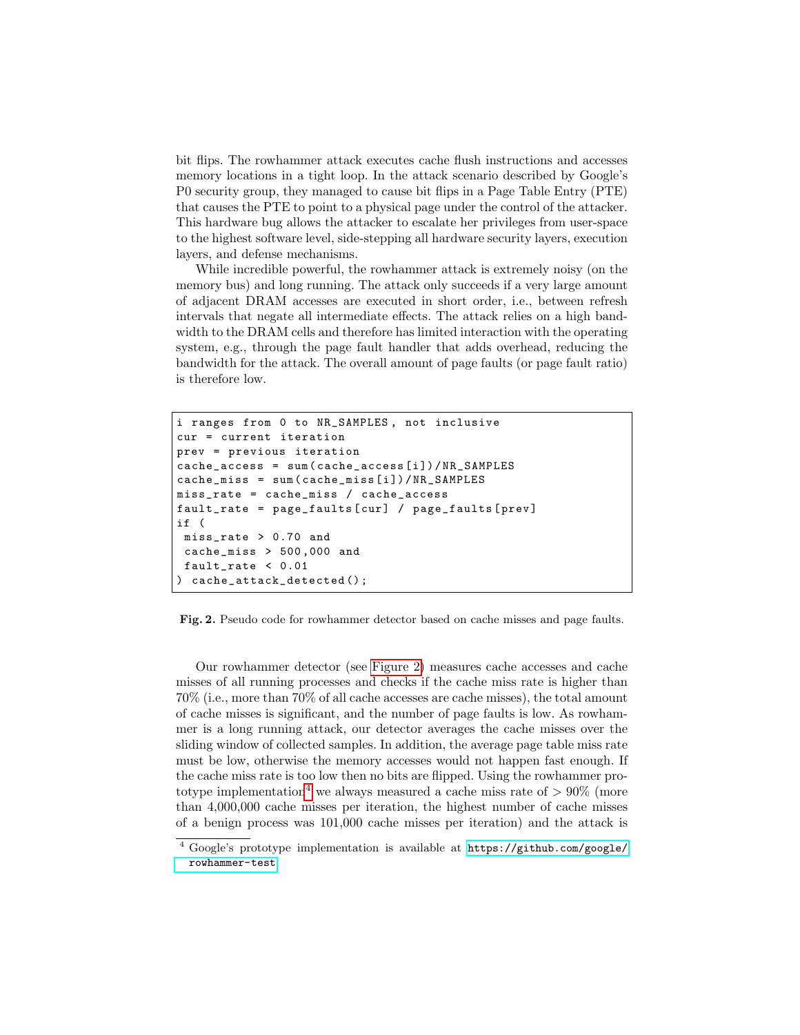bit flips. The rowhammer attack executes cache flush instructions and accesses memory locations in a tight loop. In the attack scenario described by Google's P0 security group, they managed to cause bit flips in a Page Table Entry (PTE) that causes the PTE to point to a physical page under the control of the attacker. This hardware bug allows the attacker to escalate her privileges from user-space to the highest software level, side-stepping all hardware security layers, execution layers, and defense mechanisms.

While incredible powerful, the rowhammer attack is extremely noisy (on the memory bus) and long running. The attack only succeeds if a very large amount of adjacent DRAM accesses are executed in short order, i.e., between refresh intervals that negate all intermediate effects. The attack relies on a high bandwidth to the DRAM cells and therefore has limited interaction with the operating system, e.g., through the page fault handler that adds overhead, reducing the bandwidth for the attack. The overall amount of page faults (or page fault ratio) is therefore low.

```
i ranges from 0 to NR_SAMPLES, not inclusive
cur = current iteration
prev = previous iteration
cache_access = sum(cache_access[i])/NR_SAMPLES
cache_miss = sum(cache_miss[i])/NR_SAMPLES
miss_rate = cache_miss / cache_access
fault_rate = page_faults[cur] / page_faults[prev]
if (
 miss_rate > 0.70 and
 cache_miss > 500,000 and
 fault_rate < 0.01
) cache_attack_detected();
```

**Fig. 2.** Pseudo code for rowhammer detector based on cache misses and page faults.

Our rowhammer detector (see Figure 2) measures cache accesses and cache misses of all running processes and checks if the cache miss rate is higher than 70% (i.e., more than 70% of all cache accesses are cache misses), the total amount of cache misses is significant, and the number of page faults is low. As rowhammer is a long running attack, our detector averages the cache misses over the sliding window of collected samples. In addition, the average page table miss rate must be low, otherwise the memory accesses would not happen fast enough. If the cache miss rate is too low then no bits are flipped. Using the rowhammer prototype implementation[4] we always measured a cache miss rate of $> 90\%$ (more than 4,000,000 cache misses per iteration, the highest number of cache misses of a benign process was 101,000 cache misses per iteration) and the attack is

[4] Google's prototype implementation is available at https://github.com/google/rowhammer-test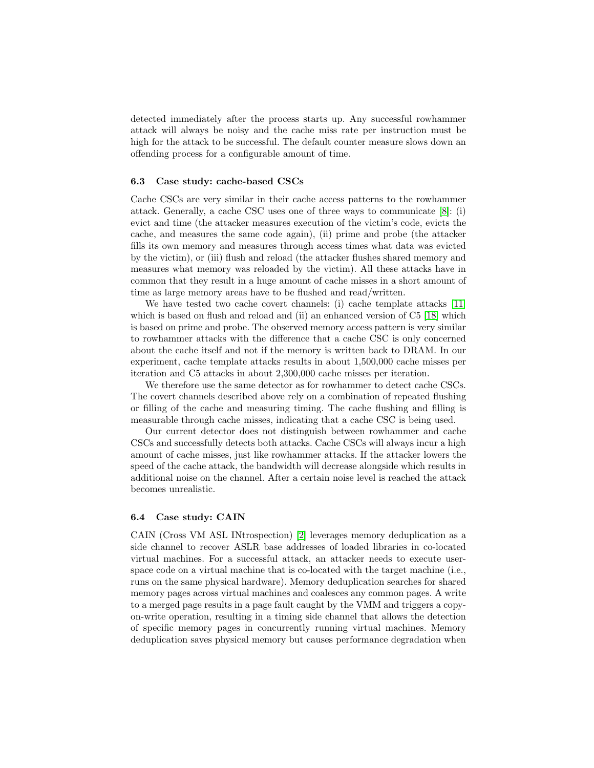detected immediately after the process starts up. Any successful rowhammer attack will always be noisy and the cache miss rate per instruction must be high for the attack to be successful. The default counter measure slows down an offending process for a configurable amount of time.

### 6.3 Case study: cache-based CSCs

Cache CSCs are very similar in their cache access patterns to the rowhammer attack. Generally, a cache CSC uses one of three ways to communicate [8]: (i) evict and time (the attacker measures execution of the victim's code, evicts the cache, and measures the same code again), (ii) prime and probe (the attacker fills its own memory and measures through access times what data was evicted by the victim), or (iii) flush and reload (the attacker flushes shared memory and measures what memory was reloaded by the victim). All these attacks have in common that they result in a huge amount of cache misses in a short amount of time as large memory areas have to be flushed and read/written.

We have tested two cache covert channels: (i) cache template attacks [11] which is based on flush and reload and (ii) an enhanced version of C5 [18] which is based on prime and probe. The observed memory access pattern is very similar to rowhammer attacks with the difference that a cache CSC is only concerned about the cache itself and not if the memory is written back to DRAM. In our experiment, cache template attacks results in about 1,500,000 cache misses per iteration and C5 attacks in about 2,300,000 cache misses per iteration.

We therefore use the same detector as for rowhammer to detect cache CSCs. The covert channels described above rely on a combination of repeated flushing or filling of the cache and measuring timing. The cache flushing and filling is measurable through cache misses, indicating that a cache CSC is being used.

Our current detector does not distinguish between rowhammer and cache CSCs and successfully detects both attacks. Cache CSCs will always incur a high amount of cache misses, just like rowhammer attacks. If the attacker lowers the speed of the cache attack, the bandwidth will decrease alongside which results in additional noise on the channel. After a certain noise level is reached the attack becomes unrealistic.

### 6.4 Case study: CAIN

CAIN (Cross VM ASL INtrospection) [2] leverages memory deduplication as a side channel to recover ASLR base addresses of loaded libraries in co-located virtual machines. For a successful attack, an attacker needs to execute user-space code on a virtual machine that is co-located with the target machine (i.e., runs on the same physical hardware). Memory deduplication searches for shared memory pages across virtual machines and coalesces any common pages. A write to a merged page results in a page fault caught by the VMM and triggers a copy-on-write operation, resulting in a timing side channel that allows the detection of specific memory pages in concurrently running virtual machines. Memory deduplication saves physical memory but causes performance degradation when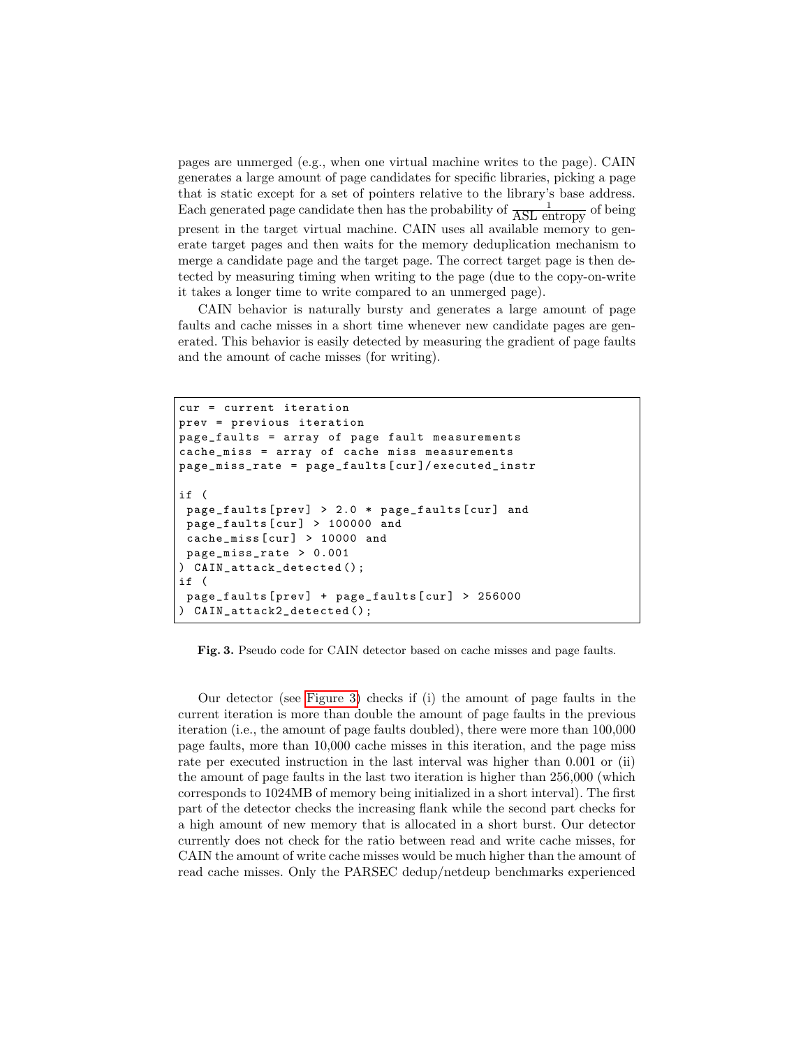pages are unmerged (e.g., when one virtual machine writes to the page). CAIN generates a large amount of page candidates for specific libraries, picking a page that is static except for a set of pointers relative to the library's base address. Each generated page candidate then has the probability of $\frac{1}{\text{ASL entropy}}$ of being present in the target virtual machine. CAIN uses all available memory to generate target pages and then waits for the memory deduplication mechanism to merge a candidate page and the target page. The correct target page is then detected by measuring timing when writing to the page (due to the copy-on-write it takes a longer time to write compared to an unmerged page).

CAIN behavior is naturally bursty and generates a large amount of page faults and cache misses in a short time whenever new candidate pages are generated. This behavior is easily detected by measuring the gradient of page faults and the amount of cache misses (for writing).

```
cur = current iteration
prev = previous iteration
page_faults = array of page fault measurements
cache_miss = array of cache miss measurements
page_miss_rate = page_faults[cur]/executed_instr

if (
 page_faults[prev] > 2.0 * page_faults[cur] and
 page_faults[cur] > 100000 and
 cache_miss[cur] > 10000 and
 page_miss_rate > 0.001
) CAIN_attack_detected();
if (
 page_faults[prev] + page_faults[cur] > 256000
) CAIN_attack2_detected();
```

**Fig. 3.** Pseudo code for CAIN detector based on cache misses and page faults.

Our detector (see Figure 3) checks if (i) the amount of page faults in the current iteration is more than double the amount of page faults in the previous iteration (i.e., the amount of page faults doubled), there were more than 100,000 page faults, more than 10,000 cache misses in this iteration, and the page miss rate per executed instruction in the last interval was higher than 0.001 or (ii) the amount of page faults in the last two iteration is higher than 256,000 (which corresponds to 1024MB of memory being initialized in a short interval). The first part of the detector checks the increasing flank while the second part checks for a high amount of new memory that is allocated in a short burst. Our detector currently does not check for the ratio between read and write cache misses, for CAIN the amount of write cache misses would be much higher than the amount of read cache misses. Only the PARSEC dedup/netdeup benchmarks experienced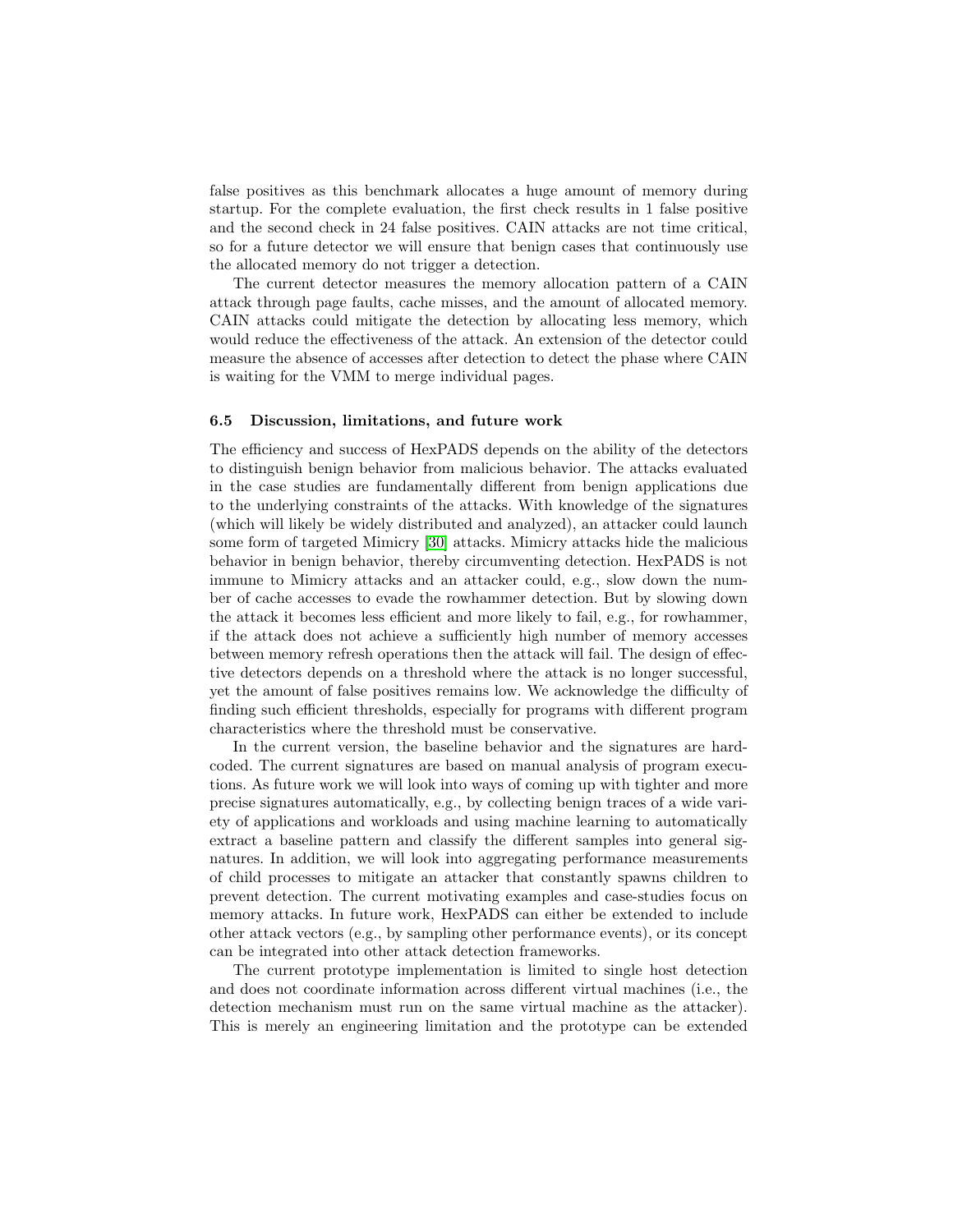false positives as this benchmark allocates a huge amount of memory during startup. For the complete evaluation, the first check results in 1 false positive and the second check in 24 false positives. CAIN attacks are not time critical, so for a future detector we will ensure that benign cases that continuously use the allocated memory do not trigger a detection.

The current detector measures the memory allocation pattern of a CAIN attack through page faults, cache misses, and the amount of allocated memory. CAIN attacks could mitigate the detection by allocating less memory, which would reduce the effectiveness of the attack. An extension of the detector could measure the absence of accesses after detection to detect the phase where CAIN is waiting for the VMM to merge individual pages.

### 6.5 Discussion, limitations, and future work

The efficiency and success of HexPADS depends on the ability of the detectors to distinguish benign behavior from malicious behavior. The attacks evaluated in the case studies are fundamentally different from benign applications due to the underlying constraints of the attacks. With knowledge of the signatures (which will likely be widely distributed and analyzed), an attacker could launch some form of targeted Mimicry [30] attacks. Mimicry attacks hide the malicious behavior in benign behavior, thereby circumventing detection. HexPADS is not immune to Mimicry attacks and an attacker could, e.g., slow down the number of cache accesses to evade the rowhammer detection. But by slowing down the attack it becomes less efficient and more likely to fail, e.g., for rowhammer, if the attack does not achieve a sufficiently high number of memory accesses between memory refresh operations then the attack will fail. The design of effective detectors depends on a threshold where the attack is no longer successful, yet the amount of false positives remains low. We acknowledge the difficulty of finding such efficient thresholds, especially for programs with different program characteristics where the threshold must be conservative.

In the current version, the baseline behavior and the signatures are hardcoded. The current signatures are based on manual analysis of program executions. As future work we will look into ways of coming up with tighter and more precise signatures automatically, e.g., by collecting benign traces of a wide variety of applications and workloads and using machine learning to automatically extract a baseline pattern and classify the different samples into general signatures. In addition, we will look into aggregating performance measurements of child processes to mitigate an attacker that constantly spawns children to prevent detection. The current motivating examples and case-studies focus on memory attacks. In future work, HexPADS can either be extended to include other attack vectors (e.g., by sampling other performance events), or its concept can be integrated into other attack detection frameworks.

The current prototype implementation is limited to single host detection and does not coordinate information across different virtual machines (i.e., the detection mechanism must run on the same virtual machine as the attacker). This is merely an engineering limitation and the prototype can be extended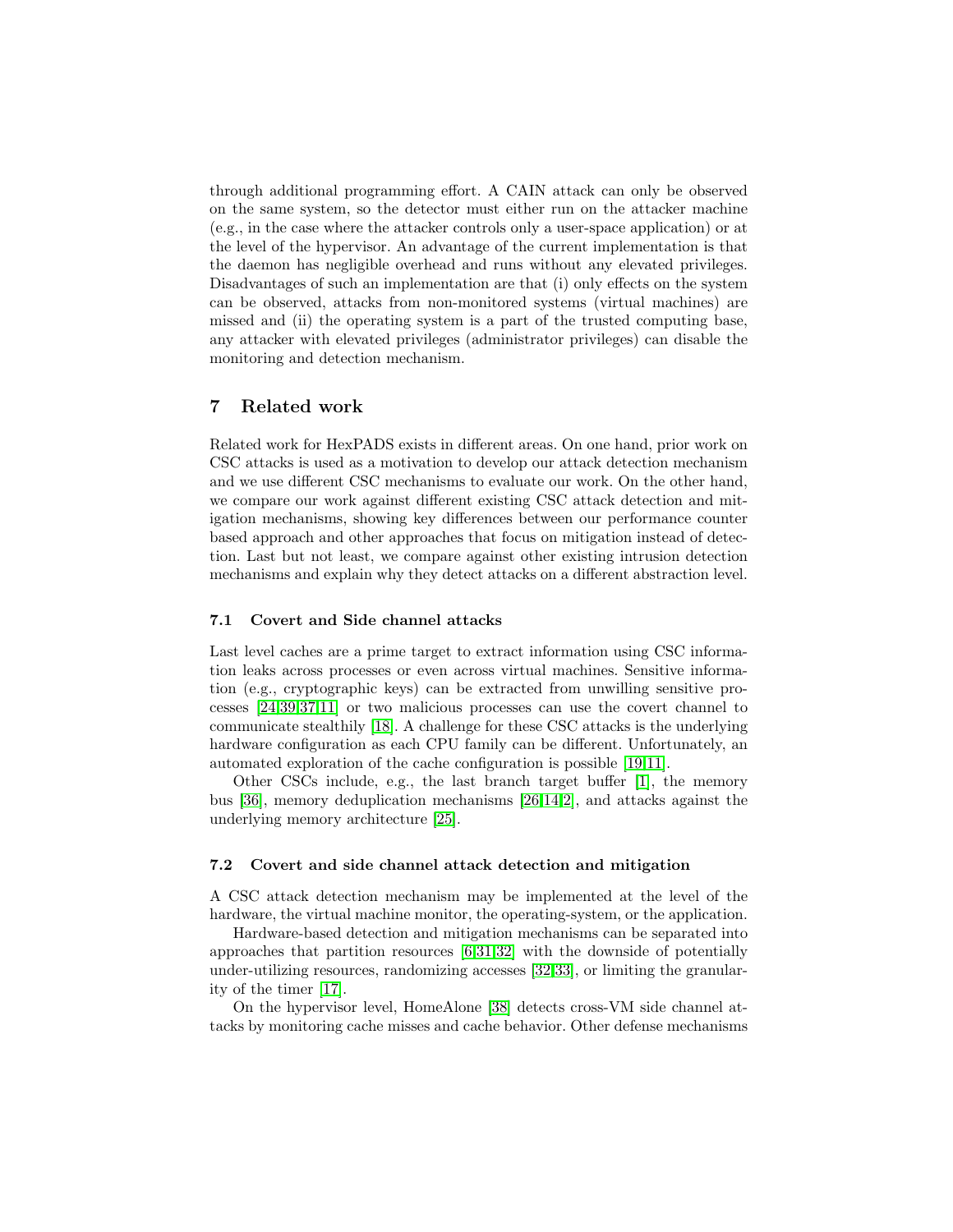through additional programming effort. A CAIN attack can only be observed on the same system, so the detector must either run on the attacker machine (e.g., in the case where the attacker controls only a user-space application) or at the level of the hypervisor. An advantage of the current implementation is that the daemon has negligible overhead and runs without any elevated privileges. Disadvantages of such an implementation are that (i) only effects on the system can be observed, attacks from non-monitored systems (virtual machines) are missed and (ii) the operating system is a part of the trusted computing base, any attacker with elevated privileges (administrator privileges) can disable the monitoring and detection mechanism.

## 7 Related work

Related work for HexPADS exists in different areas. On one hand, prior work on CSC attacks is used as a motivation to develop our attack detection mechanism and we use different CSC mechanisms to evaluate our work. On the other hand, we compare our work against different existing CSC attack detection and mitigation mechanisms, showing key differences between our performance counter based approach and other approaches that focus on mitigation instead of detection. Last but not least, we compare against other existing intrusion detection mechanisms and explain why they detect attacks on a different abstraction level.

### 7.1 Covert and Side channel attacks

Last level caches are a prime target to extract information using CSC information leaks across processes or even across virtual machines. Sensitive information (e.g., cryptographic keys) can be extracted from unwilling sensitive processes [24,39,37,11] or two malicious processes can use the covert channel to communicate stealthily [18]. A challenge for these CSC attacks is the underlying hardware configuration as each CPU family can be different. Unfortunately, an automated exploration of the cache configuration is possible [19,11].

Other CSCs include, e.g., the last branch target buffer [1], the memory bus [36], memory deduplication mechanisms [26,14,2], and attacks against the underlying memory architecture [25].

### 7.2 Covert and side channel attack detection and mitigation

A CSC attack detection mechanism may be implemented at the level of the hardware, the virtual machine monitor, the operating-system, or the application.

Hardware-based detection and mitigation mechanisms can be separated into approaches that partition resources [6,31,32] with the downside of potentially under-utilizing resources, randomizing accesses [32,33], or limiting the granularity of the timer [17].

On the hypervisor level, HomeAlone [38] detects cross-VM side channel attacks by monitoring cache misses and cache behavior. Other defense mechanisms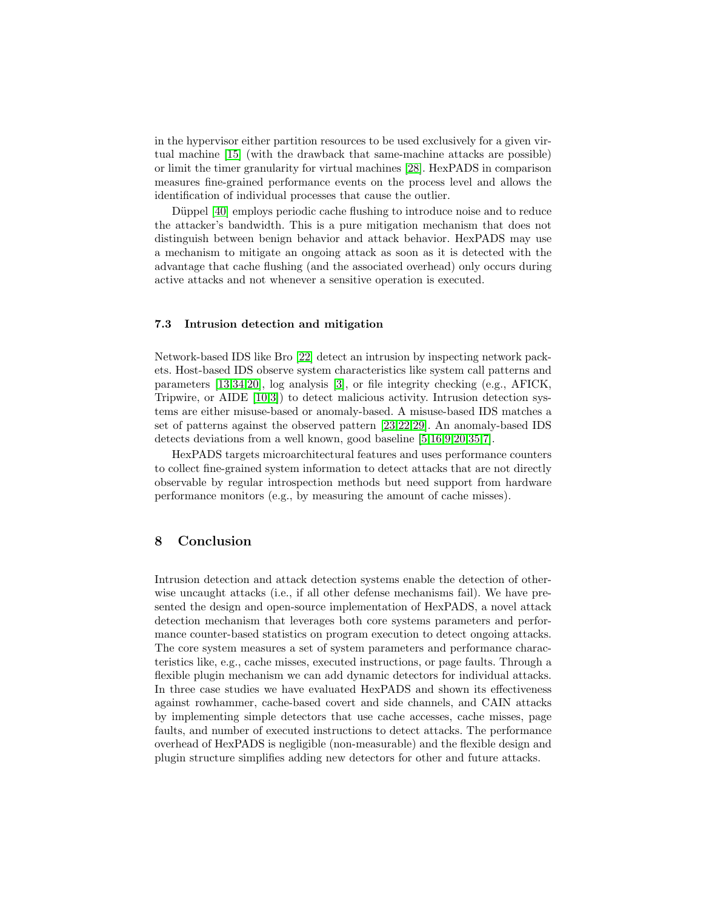in the hypervisor either partition resources to be used exclusively for a given virtual machine [15] (with the drawback that same-machine attacks are possible) or limit the timer granularity for virtual machines [28]. HexPADS in comparison measures fine-grained performance events on the process level and allows the identification of individual processes that cause the outlier.

Düppel [40] employs periodic cache flushing to introduce noise and to reduce the attacker's bandwidth. This is a pure mitigation mechanism that does not distinguish between benign behavior and attack behavior. HexPADS may use a mechanism to mitigate an ongoing attack as soon as it is detected with the advantage that cache flushing (and the associated overhead) only occurs during active attacks and not whenever a sensitive operation is executed.

### 7.3 Intrusion detection and mitigation

Network-based IDS like Bro [22] detect an intrusion by inspecting network packets. Host-based IDS observe system characteristics like system call patterns and parameters [13,34,20], log analysis [3], or file integrity checking (e.g., AFICK, Tripwire, or AIDE [10,3]) to detect malicious activity. Intrusion detection systems are either misuse-based or anomaly-based. A misuse-based IDS matches a set of patterns against the observed pattern [23,22,29]. An anomaly-based IDS detects deviations from a well known, good baseline [5,16,9,20,35,7].

HexPADS targets microarchitectural features and uses performance counters to collect fine-grained system information to detect attacks that are not directly observable by regular introspection methods but need support from hardware performance monitors (e.g., by measuring the amount of cache misses).

## 8 Conclusion

Intrusion detection and attack detection systems enable the detection of otherwise uncaught attacks (i.e., if all other defense mechanisms fail). We have presented the design and open-source implementation of HexPADS, a novel attack detection mechanism that leverages both core systems parameters and performance counter-based statistics on program execution to detect ongoing attacks. The core system measures a set of system parameters and performance characteristics like, e.g., cache misses, executed instructions, or page faults. Through a flexible plugin mechanism we can add dynamic detectors for individual attacks. In three case studies we have evaluated HexPADS and shown its effectiveness against rowhammer, cache-based covert and side channels, and CAIN attacks by implementing simple detectors that use cache accesses, cache misses, page faults, and number of executed instructions to detect attacks. The performance overhead of HexPADS is negligible (non-measurable) and the flexible design and plugin structure simplifies adding new detectors for other and future attacks.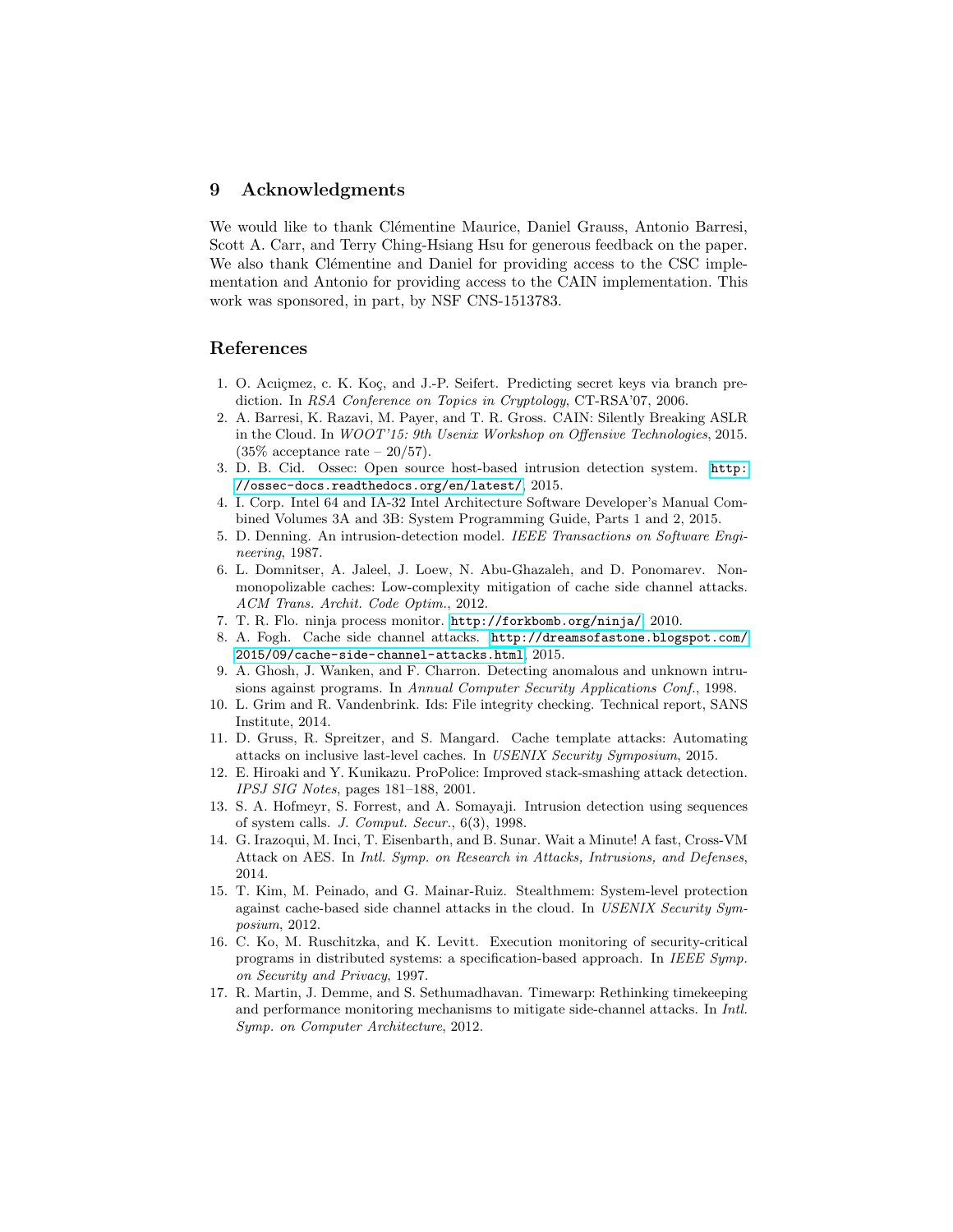## 9 Acknowledgments

We would like to thank Clémentine Maurice, Daniel Grauss, Antonio Barresi, Scott A. Carr, and Terry Ching-Hsiang Hsu for generous feedback on the paper. We also thank Clémentine and Daniel for providing access to the CSC implementation and Antonio for providing access to the CAIN implementation. This work was sponsored, in part, by NSF CNS-1513783.

## References

1. O. Acıiçmez, c. K. Koç, and J.-P. Seifert. Predicting secret keys via branch prediction. In *RSA Conference on Topics in Cryptology*, CT-RSA'07, 2006.
2. A. Barresi, K. Razavi, M. Payer, and T. R. Gross. CAIN: Silently Breaking ASLR in the Cloud. In *WOOT'15: 9th Usenix Workshop on Offensive Technologies*, 2015. (35% acceptance rate – 20/57).
3. D. B. Cid. Ossec: Open source host-based intrusion detection system. http://ossec-docs.readthedocs.org/en/latest/, 2015.
4. I. Corp. Intel 64 and IA-32 Intel Architecture Software Developer's Manual Combined Volumes 3A and 3B: System Programming Guide, Parts 1 and 2, 2015.
5. D. Denning. An intrusion-detection model. *IEEE Transactions on Software Engineering*, 1987.
6. L. Domnitser, A. Jaleel, J. Loew, N. Abu-Ghazaleh, and D. Ponomarev. Non-monopolizable caches: Low-complexity mitigation of cache side channel attacks. *ACM Trans. Archit. Code Optim.*, 2012.
7. T. R. Flo. ninja process monitor. http://forkbomb.org/ninja/, 2010.
8. A. Fogh. Cache side channel attacks. http://dreamsofastone.blogspot.com/2015/09/cache-side-channel-attacks.html, 2015.
9. A. Ghosh, J. Wanken, and F. Charron. Detecting anomalous and unknown intrusions against programs. In *Annual Computer Security Applications Conf.*, 1998.
10. L. Grim and R. Vandenbrink. Ids: File integrity checking. Technical report, SANS Institute, 2014.
11. D. Gruss, R. Spreitzer, and S. Mangard. Cache template attacks: Automating attacks on inclusive last-level caches. In *USENIX Security Symposium*, 2015.
12. E. Hiroaki and Y. Kunikazu. ProPolice: Improved stack-smashing attack detection. *IPSJ SIG Notes*, pages 181–188, 2001.
13. S. A. Hofmeyr, S. Forrest, and A. Somayaji. Intrusion detection using sequences of system calls. *J. Comput. Secur.*, 6(3), 1998.
14. G. Irazoqui, M. Inci, T. Eisenbarth, and B. Sunar. Wait a Minute! A fast, Cross-VM Attack on AES. In *Intl. Symp. on Research in Attacks, Intrusions, and Defenses*, 2014.
15. T. Kim, M. Peinado, and G. Mainar-Ruiz. Stealthmem: System-level protection against cache-based side channel attacks in the cloud. In *USENIX Security Symposium*, 2012.
16. C. Ko, M. Ruschitzka, and K. Levitt. Execution monitoring of security-critical programs in distributed systems: a specification-based approach. In *IEEE Symp. on Security and Privacy*, 1997.
17. R. Martin, J. Demme, and S. Sethumadhavan. Timewarp: Rethinking timekeeping and performance monitoring mechanisms to mitigate side-channel attacks. In *Intl. Symp. on Computer Architecture*, 2012.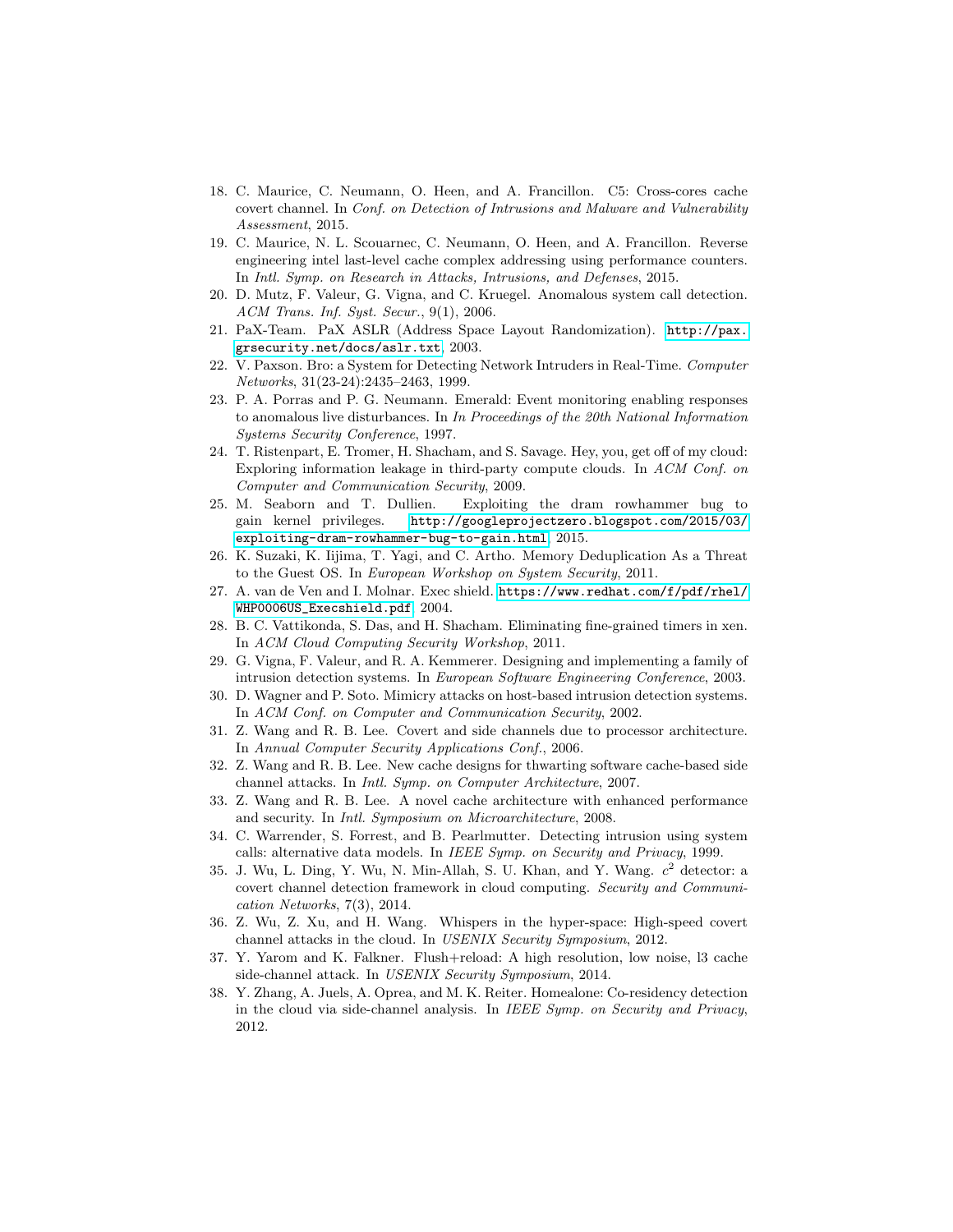18. C. Maurice, C. Neumann, O. Heen, and A. Francillon. C5: Cross-cores cache covert channel. In *Conf. on Detection of Intrusions and Malware and Vulnerability Assessment*, 2015.
19. C. Maurice, N. L. Scouarnec, C. Neumann, O. Heen, and A. Francillon. Reverse engineering intel last-level cache complex addressing using performance counters. In *Intl. Symp. on Research in Attacks, Intrusions, and Defenses*, 2015.
20. D. Mutz, F. Valeur, G. Vigna, and C. Kruegel. Anomalous system call detection. *ACM Trans. Inf. Syst. Secur.*, 9(1), 2006.
21. PaX-Team. PaX ASLR (Address Space Layout Randomization). `http://pax.grsecurity.net/docs/aslr.txt`, 2003.
22. V. Paxson. Bro: a System for Detecting Network Intruders in Real-Time. *Computer Networks*, 31(23-24):2435–2463, 1999.
23. P. A. Porras and P. G. Neumann. Emerald: Event monitoring enabling responses to anomalous live disturbances. In *In Proceedings of the 20th National Information Systems Security Conference*, 1997.
24. T. Ristenpart, E. Tromer, H. Shacham, and S. Savage. Hey, you, get off of my cloud: Exploring information leakage in third-party compute clouds. In *ACM Conf. on Computer and Communication Security*, 2009.
25. M. Seaborn and T. Dullien. Exploiting the dram rowhammer bug to gain kernel privileges. `http://googleprojectzero.blogspot.com/2015/03/exploiting-dram-rowhammer-bug-to-gain.html`, 2015.
26. K. Suzaki, K. Iijima, T. Yagi, and C. Artho. Memory Deduplication As a Threat to the Guest OS. In *European Workshop on System Security*, 2011.
27. A. van de Ven and I. Molnar. Exec shield. `https://www.redhat.com/f/pdf/rhel/WHP0006US_Execshield.pdf`, 2004.
28. B. C. Vattikonda, S. Das, and H. Shacham. Eliminating fine-grained timers in xen. In *ACM Cloud Computing Security Workshop*, 2011.
29. G. Vigna, F. Valeur, and R. A. Kemmerer. Designing and implementing a family of intrusion detection systems. In *European Software Engineering Conference*, 2003.
30. D. Wagner and P. Soto. Mimicry attacks on host-based intrusion detection systems. In *ACM Conf. on Computer and Communication Security*, 2002.
31. Z. Wang and R. B. Lee. Covert and side channels due to processor architecture. In *Annual Computer Security Applications Conf.*, 2006.
32. Z. Wang and R. B. Lee. New cache designs for thwarting software cache-based side channel attacks. In *Intl. Symp. on Computer Architecture*, 2007.
33. Z. Wang and R. B. Lee. A novel cache architecture with enhanced performance and security. In *Intl. Symposium on Microarchitecture*, 2008.
34. C. Warrender, S. Forrest, and B. Pearlmutter. Detecting intrusion using system calls: alternative data models. In *IEEE Symp. on Security and Privacy*, 1999.
35. J. Wu, L. Ding, Y. Wu, N. Min-Allah, S. U. Khan, and Y. Wang. $c^2$ detector: a covert channel detection framework in cloud computing. *Security and Communication Networks*, 7(3), 2014.
36. Z. Wu, Z. Xu, and H. Wang. Whispers in the hyper-space: High-speed covert channel attacks in the cloud. In *USENIX Security Symposium*, 2012.
37. Y. Yarom and K. Falkner. Flush+reload: A high resolution, low noise, l3 cache side-channel attack. In *USENIX Security Symposium*, 2014.
38. Y. Zhang, A. Juels, A. Oprea, and M. K. Reiter. Homealone: Co-residency detection in the cloud via side-channel analysis. In *IEEE Symp. on Security and Privacy*, 2012.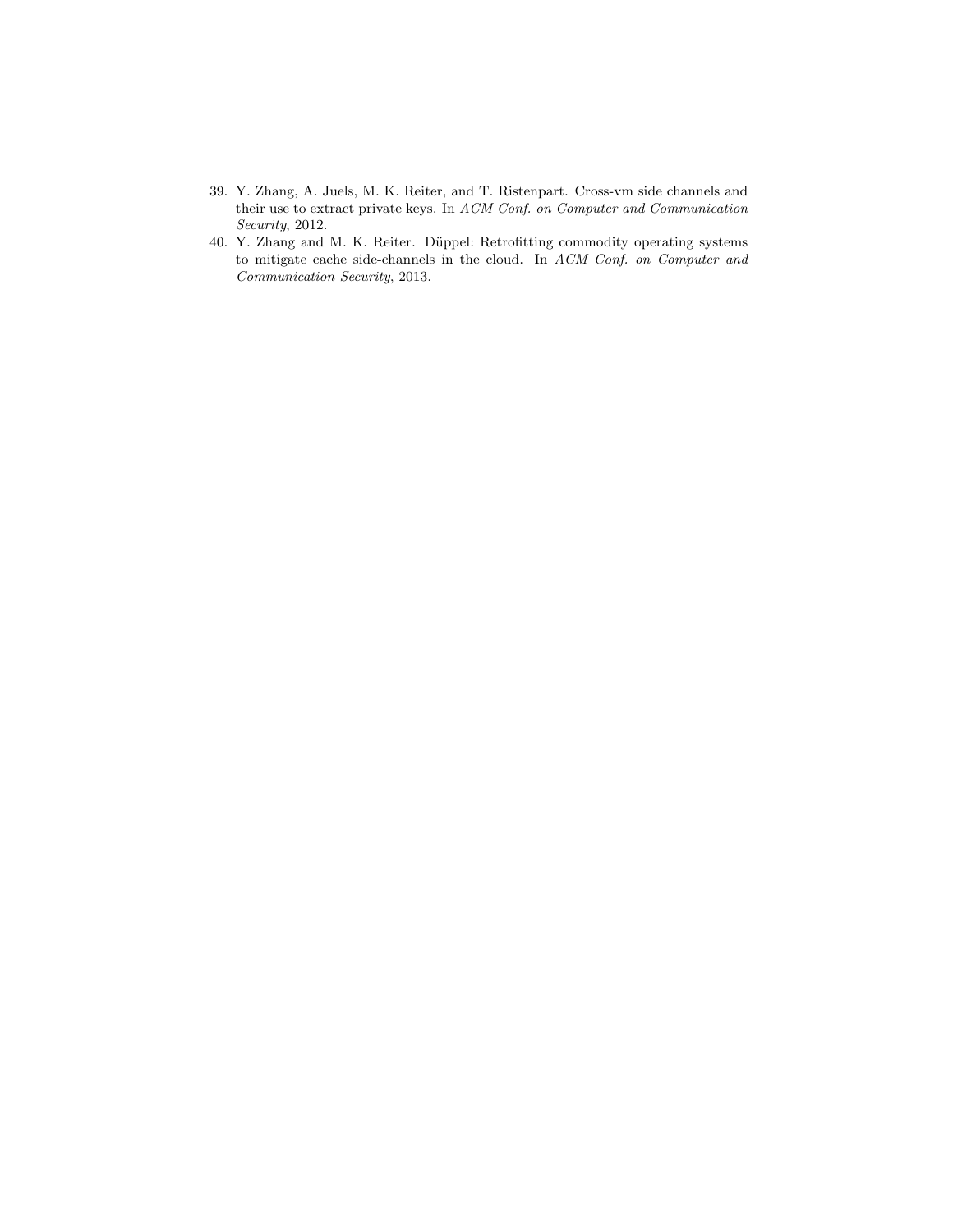39. Y. Zhang, A. Juels, M. K. Reiter, and T. Ristenpart. Cross-vm side channels and their use to extract private keys. In *ACM Conf. on Computer and Communication Security*, 2012.
40. Y. Zhang and M. K. Reiter. Düppel: Retrofitting commodity operating systems to mitigate cache side-channels in the cloud. In *ACM Conf. on Computer and Communication Security*, 2013.